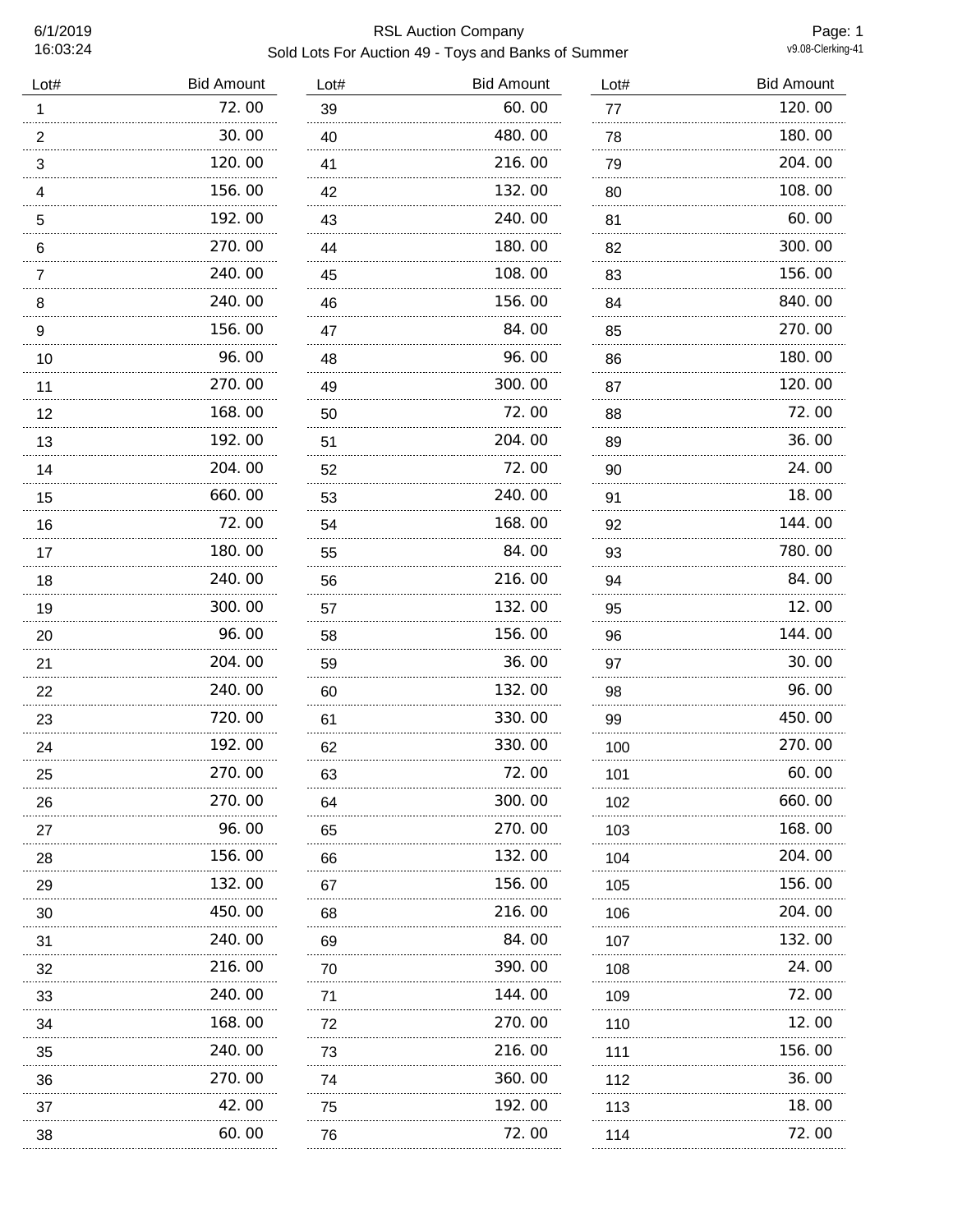# RSL Auction Company

## Sold Lots For Auction 49 - Toys and Banks of Summer

6/1/2019 16:03:24

| Lot# | Bid Amount | Lot# | Bid Amount | Lot# | Bid Amount |
|---|---|---|---|---|---|
| 1 | 72.00 | 39 | 60.00 | 77 | 120.00 |
| 2 | 30.00 | 40 | 480.00 | 78 | 180.00 |
| 3 | 120.00 | 41 | 216.00 | 79 | 204.00 |
| 4 | 156.00 | 42 | 132.00 | 80 | 108.00 |
| 5 | 192.00 | 43 | 240.00 | 81 | 60.00 |
| 6 | 270.00 | 44 | 180.00 | 82 | 300.00 |
| 7 | 240.00 | 45 | 108.00 | 83 | 156.00 |
| 8 | 240.00 | 46 | 156.00 | 84 | 840.00 |
| 9 | 156.00 | 47 | 84.00 | 85 | 270.00 |
| 10 | 96.00 | 48 | 96.00 | 86 | 180.00 |
| 11 | 270.00 | 49 | 300.00 | 87 | 120.00 |
| 12 | 168.00 | 50 | 72.00 | 88 | 72.00 |
| 13 | 192.00 | 51 | 204.00 | 89 | 36.00 |
| 14 | 204.00 | 52 | 72.00 | 90 | 24.00 |
| 15 | 660.00 | 53 | 240.00 | 91 | 18.00 |
| 16 | 72.00 | 54 | 168.00 | 92 | 144.00 |
| 17 | 180.00 | 55 | 84.00 | 93 | 780.00 |
| 18 | 240.00 | 56 | 216.00 | 94 | 84.00 |
| 19 | 300.00 | 57 | 132.00 | 95 | 12.00 |
| 20 | 96.00 | 58 | 156.00 | 96 | 144.00 |
| 21 | 204.00 | 59 | 36.00 | 97 | 30.00 |
| 22 | 240.00 | 60 | 132.00 | 98 | 96.00 |
| 23 | 720.00 | 61 | 330.00 | 99 | 450.00 |
| 24 | 192.00 | 62 | 330.00 | 100 | 270.00 |
| 25 | 270.00 | 63 | 72.00 | 101 | 60.00 |
| 26 | 270.00 | 64 | 300.00 | 102 | 660.00 |
| 27 | 96.00 | 65 | 270.00 | 103 | 168.00 |
| 28 | 156.00 | 66 | 132.00 | 104 | 204.00 |
| 29 | 132.00 | 67 | 156.00 | 105 | 156.00 |
| 30 | 450.00 | 68 | 216.00 | 106 | 204.00 |
| 31 | 240.00 | 69 | 84.00 | 107 | 132.00 |
| 32 | 216.00 | 70 | 390.00 | 108 | 24.00 |
| 33 | 240.00 | 71 | 144.00 | 109 | 72.00 |
| 34 | 168.00 | 72 | 270.00 | 110 | 12.00 |
| 35 | 240.00 | 73 | 216.00 | 111 | 156.00 |
| 36 | 270.00 | 74 | 360.00 | 112 | 36.00 |
| 37 | 42.00 | 75 | 192.00 | 113 | 18.00 |
| 38 | 60.00 | 76 | 72.00 | 114 | 72.00 |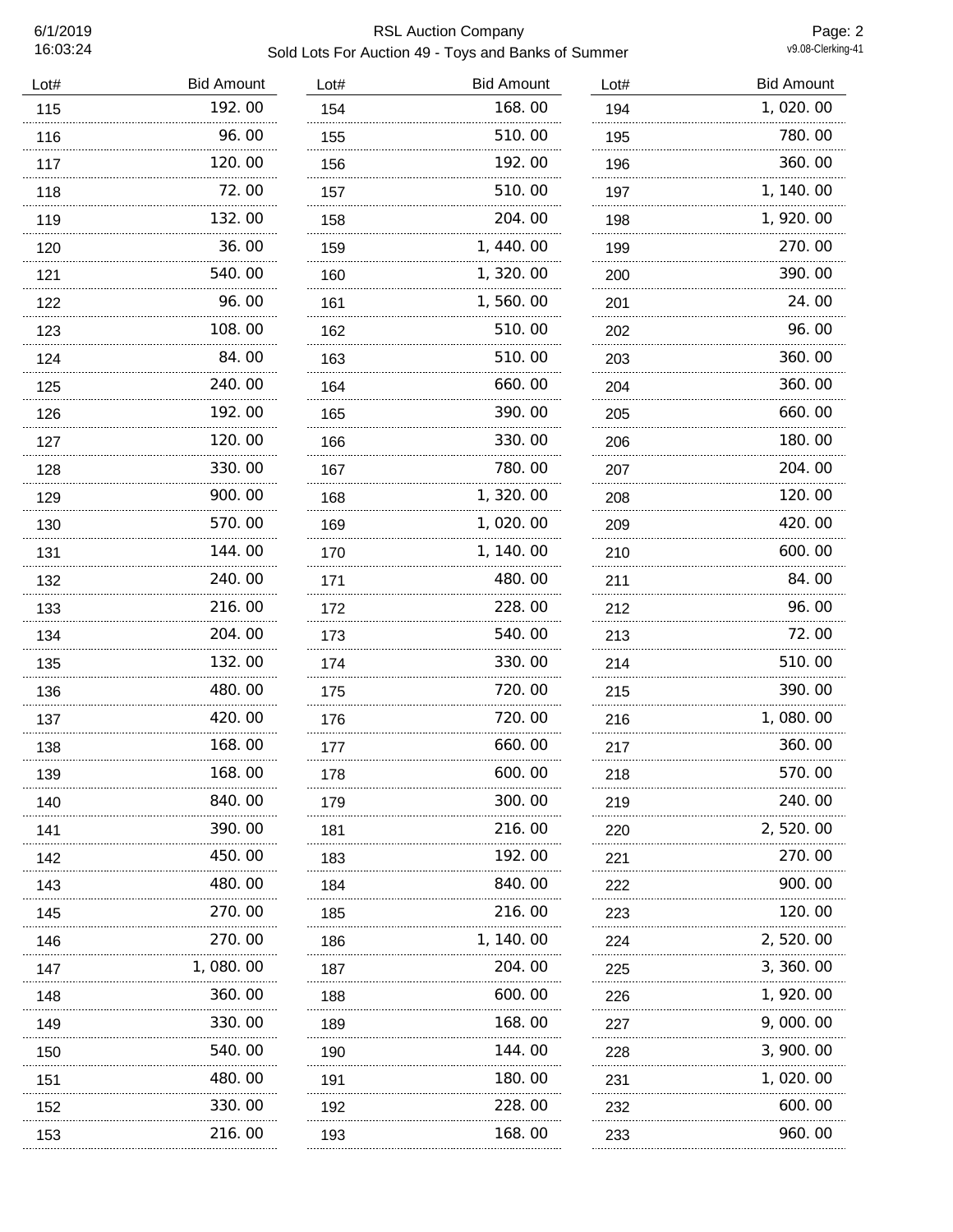RSL Auction Company

Sold Lots For Auction 49 - Toys and Banks of Summer

6/1/2019 16:03:24

v9.08-Clerking-41

| Lot# | Bid Amount | Lot# | Bid Amount | Lot# | Bid Amount |
|---|---|---|---|---|---|
| 115 | 192.00 | 154 | 168.00 | 194 | 1,020.00 |
| 116 | 96.00 | 155 | 510.00 | 195 | 780.00 |
| 117 | 120.00 | 156 | 192.00 | 196 | 360.00 |
| 118 | 72.00 | 157 | 510.00 | 197 | 1,140.00 |
| 119 | 132.00 | 158 | 204.00 | 198 | 1,920.00 |
| 120 | 36.00 | 159 | 1,440.00 | 199 | 270.00 |
| 121 | 540.00 | 160 | 1,320.00 | 200 | 390.00 |
| 122 | 96.00 | 161 | 1,560.00 | 201 | 24.00 |
| 123 | 108.00 | 162 | 510.00 | 202 | 96.00 |
| 124 | 84.00 | 163 | 510.00 | 203 | 360.00 |
| 125 | 240.00 | 164 | 660.00 | 204 | 360.00 |
| 126 | 192.00 | 165 | 390.00 | 205 | 660.00 |
| 127 | 120.00 | 166 | 330.00 | 206 | 180.00 |
| 128 | 330.00 | 167 | 780.00 | 207 | 204.00 |
| 129 | 900.00 | 168 | 1,320.00 | 208 | 120.00 |
| 130 | 570.00 | 169 | 1,020.00 | 209 | 420.00 |
| 131 | 144.00 | 170 | 1,140.00 | 210 | 600.00 |
| 132 | 240.00 | 171 | 480.00 | 211 | 84.00 |
| 133 | 216.00 | 172 | 228.00 | 212 | 96.00 |
| 134 | 204.00 | 173 | 540.00 | 213 | 72.00 |
| 135 | 132.00 | 174 | 330.00 | 214 | 510.00 |
| 136 | 480.00 | 175 | 720.00 | 215 | 390.00 |
| 137 | 420.00 | 176 | 720.00 | 216 | 1,080.00 |
| 138 | 168.00 | 177 | 660.00 | 217 | 360.00 |
| 139 | 168.00 | 178 | 600.00 | 218 | 570.00 |
| 140 | 840.00 | 179 | 300.00 | 219 | 240.00 |
| 141 | 390.00 | 181 | 216.00 | 220 | 2,520.00 |
| 142 | 450.00 | 183 | 192.00 | 221 | 270.00 |
| 143 | 480.00 | 184 | 840.00 | 222 | 900.00 |
| 145 | 270.00 | 185 | 216.00 | 223 | 120.00 |
| 146 | 270.00 | 186 | 1,140.00 | 224 | 2,520.00 |
| 147 | 1,080.00 | 187 | 204.00 | 225 | 3,360.00 |
| 148 | 360.00 | 188 | 600.00 | 226 | 1,920.00 |
| 149 | 330.00 | 189 | 168.00 | 227 | 9,000.00 |
| 150 | 540.00 | 190 | 144.00 | 228 | 3,900.00 |
| 151 | 480.00 | 191 | 180.00 | 231 | 1,020.00 |
| 152 | 330.00 | 192 | 228.00 | 232 | 600.00 |
| 153 | 216.00 | 193 | 168.00 | 233 | 960.00 |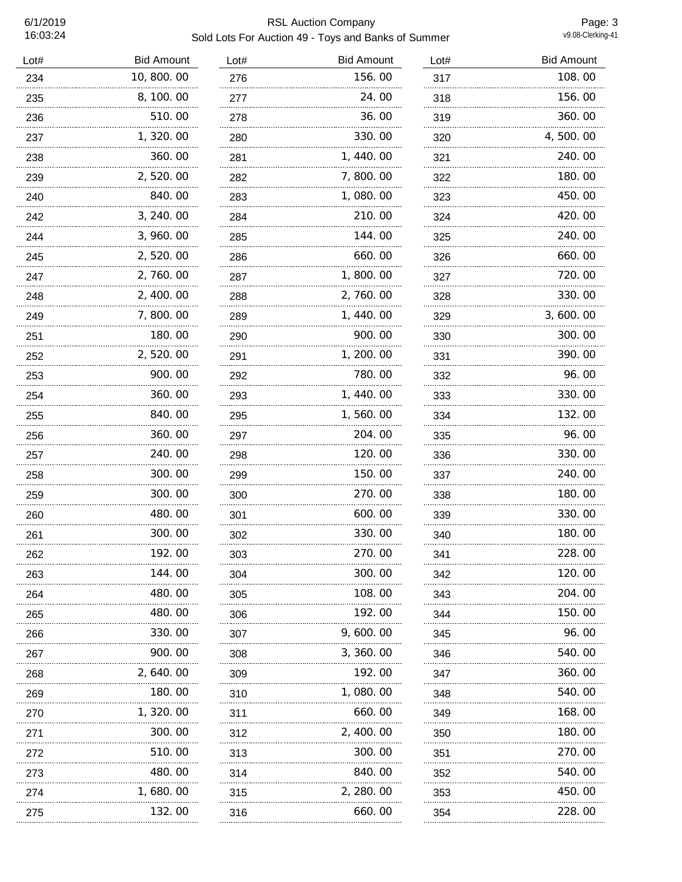| Lot# | Bid Amount |
|---|---|
| 234 | 10,800.00 |
| 235 | 8,100.00 |
| 236 | 510.00 |
| 237 | 1,320.00 |
| 238 | 360.00 |
| 239 | 2,520.00 |
| 240 | 840.00 |
| 242 | 3,240.00 |
| 244 | 3,960.00 |
| 245 | 2,520.00 |
| 247 | 2,760.00 |
| 248 | 2,400.00 |
| 249 | 7,800.00 |
| 251 | 180.00 |
| 252 | 2,520.00 |
| 253 | 900.00 |
| 254 | 360.00 |
| 255 | 840.00 |
| 256 | 360.00 |
| 257 | 240.00 |
| 258 | 300.00 |
| 259 | 300.00 |
| 260 | 480.00 |
| 261 | 300.00 |
| 262 | 192.00 |
| 263 | 144.00 |
| 264 | 480.00 |
| 265 | 480.00 |
| 266 | 330.00 |
| 267 | 900.00 |
| 268 | 2,640.00 |
| 269 | 180.00 |
| 270 | 1,320.00 |
| 271 | 300.00 |
| 272 | 510.00 |
| 273 | 480.00 |
| 274 | 1,680.00 |
| 275 | 132.00 |
| 276 | 156.00 |
| 277 | 24.00 |
| 278 | 36.00 |
| 280 | 330.00 |
| 281 | 1,440.00 |
| 282 | 7,800.00 |
| 283 | 1,080.00 |
| 284 | 210.00 |
| 285 | 144.00 |
| 286 | 660.00 |
| 287 | 1,800.00 |
| 288 | 2,760.00 |
| 289 | 1,440.00 |
| 290 | 900.00 |
| 291 | 1,200.00 |
| 292 | 780.00 |
| 293 | 1,440.00 |
| 295 | 1,560.00 |
| 297 | 204.00 |
| 298 | 120.00 |
| 299 | 150.00 |
| 300 | 270.00 |
| 301 | 600.00 |
| 302 | 330.00 |
| 303 | 270.00 |
| 304 | 300.00 |
| 305 | 108.00 |
| 306 | 192.00 |
| 307 | 9,600.00 |
| 308 | 3,360.00 |
| 309 | 192.00 |
| 310 | 1,080.00 |
| 311 | 660.00 |
| 312 | 2,400.00 |
| 313 | 300.00 |
| 314 | 840.00 |
| 315 | 2,280.00 |
| 316 | 660.00 |
| 317 | 108.00 |
| 318 | 156.00 |
| 319 | 360.00 |
| 320 | 4,500.00 |
| 321 | 240.00 |
| 322 | 180.00 |
| 323 | 450.00 |
| 324 | 420.00 |
| 325 | 240.00 |
| 326 | 660.00 |
| 327 | 720.00 |
| 328 | 330.00 |
| 329 | 3,600.00 |
| 330 | 300.00 |
| 331 | 390.00 |
| 332 | 96.00 |
| 333 | 330.00 |
| 334 | 132.00 |
| 335 | 96.00 |
| 336 | 330.00 |
| 337 | 240.00 |
| 338 | 180.00 |
| 339 | 330.00 |
| 340 | 180.00 |
| 341 | 228.00 |
| 342 | 120.00 |
| 343 | 204.00 |
| 344 | 150.00 |
| 345 | 96.00 |
| 346 | 540.00 |
| 347 | 360.00 |
| 348 | 540.00 |
| 349 | 168.00 |
| 350 | 180.00 |
| 351 | 270.00 |
| 352 | 540.00 |
| 353 | 450.00 |
| 354 | 228.00 |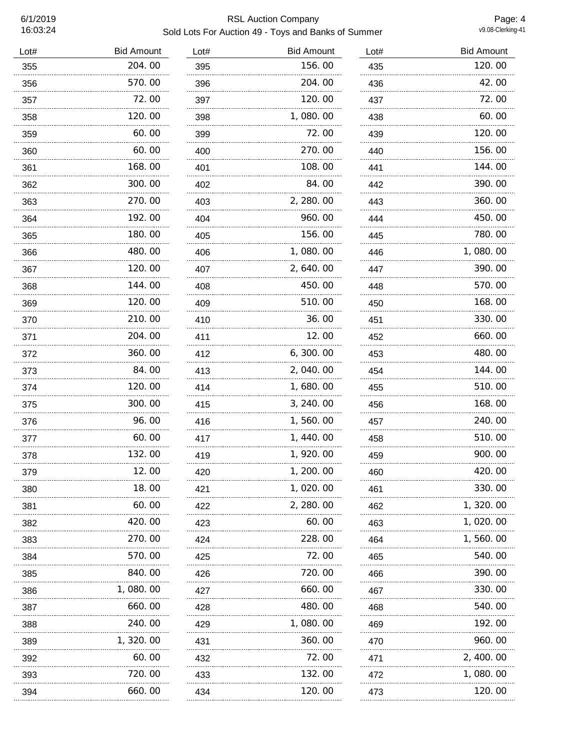# RSL Auction Company

## Sold Lots For Auction 49 - Toys and Banks of Summer

| Lot# | Bid Amount | Lot# | Bid Amount | Lot# | Bid Amount |
|---|---|---|---|---|---|
| 355 | 204.00 | 395 | 156.00 | 435 | 120.00 |
| 356 | 570.00 | 396 | 204.00 | 436 | 42.00 |
| 357 | 72.00 | 397 | 120.00 | 437 | 72.00 |
| 358 | 120.00 | 398 | 1,080.00 | 438 | 60.00 |
| 359 | 60.00 | 399 | 72.00 | 439 | 120.00 |
| 360 | 60.00 | 400 | 270.00 | 440 | 156.00 |
| 361 | 168.00 | 401 | 108.00 | 441 | 144.00 |
| 362 | 300.00 | 402 | 84.00 | 442 | 390.00 |
| 363 | 270.00 | 403 | 2,280.00 | 443 | 360.00 |
| 364 | 192.00 | 404 | 960.00 | 444 | 450.00 |
| 365 | 180.00 | 405 | 156.00 | 445 | 780.00 |
| 366 | 480.00 | 406 | 1,080.00 | 446 | 1,080.00 |
| 367 | 120.00 | 407 | 2,640.00 | 447 | 390.00 |
| 368 | 144.00 | 408 | 450.00 | 448 | 570.00 |
| 369 | 120.00 | 409 | 510.00 | 450 | 168.00 |
| 370 | 210.00 | 410 | 36.00 | 451 | 330.00 |
| 371 | 204.00 | 411 | 12.00 | 452 | 660.00 |
| 372 | 360.00 | 412 | 6,300.00 | 453 | 480.00 |
| 373 | 84.00 | 413 | 2,040.00 | 454 | 144.00 |
| 374 | 120.00 | 414 | 1,680.00 | 455 | 510.00 |
| 375 | 300.00 | 415 | 3,240.00 | 456 | 168.00 |
| 376 | 96.00 | 416 | 1,560.00 | 457 | 240.00 |
| 377 | 60.00 | 417 | 1,440.00 | 458 | 510.00 |
| 378 | 132.00 | 419 | 1,920.00 | 459 | 900.00 |
| 379 | 12.00 | 420 | 1,200.00 | 460 | 420.00 |
| 380 | 18.00 | 421 | 1,020.00 | 461 | 330.00 |
| 381 | 60.00 | 422 | 2,280.00 | 462 | 1,320.00 |
| 382 | 420.00 | 423 | 60.00 | 463 | 1,020.00 |
| 383 | 270.00 | 424 | 228.00 | 464 | 1,560.00 |
| 384 | 570.00 | 425 | 72.00 | 465 | 540.00 |
| 385 | 840.00 | 426 | 720.00 | 466 | 390.00 |
| 386 | 1,080.00 | 427 | 660.00 | 467 | 330.00 |
| 387 | 660.00 | 428 | 480.00 | 468 | 540.00 |
| 388 | 240.00 | 429 | 1,080.00 | 469 | 192.00 |
| 389 | 1,320.00 | 431 | 360.00 | 470 | 960.00 |
| 392 | 60.00 | 432 | 72.00 | 471 | 2,400.00 |
| 393 | 720.00 | 433 | 132.00 | 472 | 1,080.00 |
| 394 | 660.00 | 434 | 120.00 | 473 | 120.00 |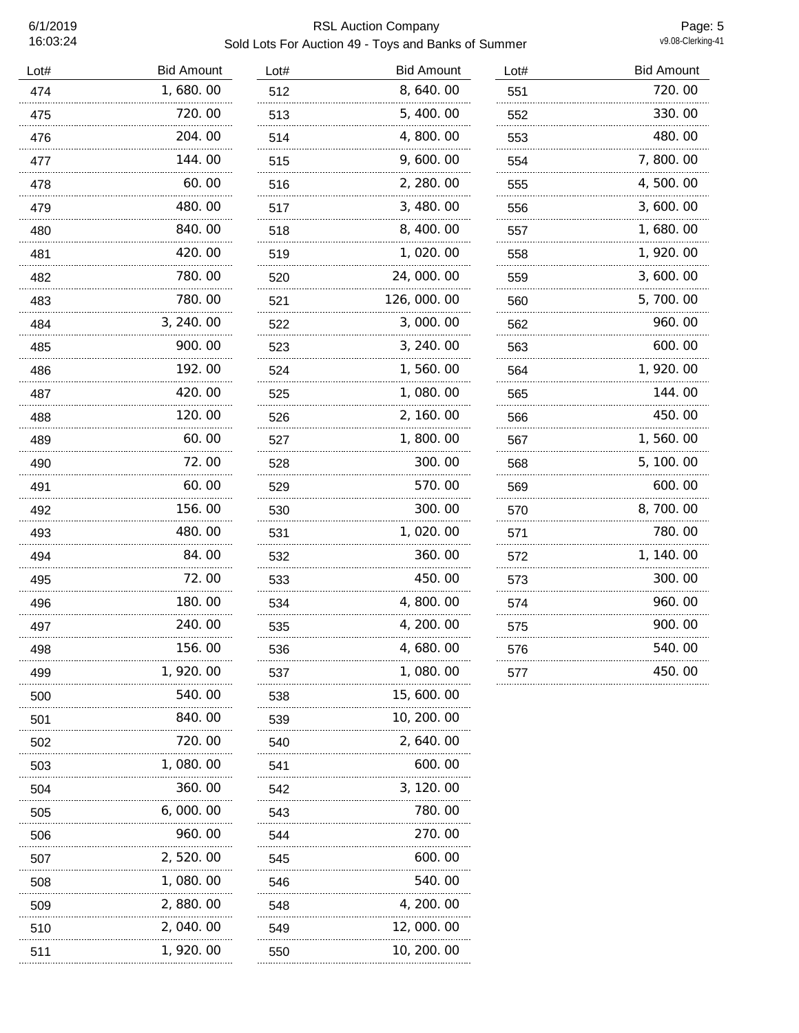| Lot# | Bid Amount |
|---|---|
| 474 | 1,680.00 |
| 475 | 720.00 |
| 476 | 204.00 |
| 477 | 144.00 |
| 478 | 60.00 |
| 479 | 480.00 |
| 480 | 840.00 |
| 481 | 420.00 |
| 482 | 780.00 |
| 483 | 780.00 |
| 484 | 3,240.00 |
| 485 | 900.00 |
| 486 | 192.00 |
| 487 | 420.00 |
| 488 | 120.00 |
| 489 | 60.00 |
| 490 | 72.00 |
| 491 | 60.00 |
| 492 | 156.00 |
| 493 | 480.00 |
| 494 | 84.00 |
| 495 | 72.00 |
| 496 | 180.00 |
| 497 | 240.00 |
| 498 | 156.00 |
| 499 | 1,920.00 |
| 500 | 540.00 |
| 501 | 840.00 |
| 502 | 720.00 |
| 503 | 1,080.00 |
| 504 | 360.00 |
| 505 | 6,000.00 |
| 506 | 960.00 |
| 507 | 2,520.00 |
| 508 | 1,080.00 |
| 509 | 2,880.00 |
| 510 | 2,040.00 |
| 511 | 1,920.00 |
| 512 | 8,640.00 |
| 513 | 5,400.00 |
| 514 | 4,800.00 |
| 515 | 9,600.00 |
| 516 | 2,280.00 |
| 517 | 3,480.00 |
| 518 | 8,400.00 |
| 519 | 1,020.00 |
| 520 | 24,000.00 |
| 521 | 126,000.00 |
| 522 | 3,000.00 |
| 523 | 3,240.00 |
| 524 | 1,560.00 |
| 525 | 1,080.00 |
| 526 | 2,160.00 |
| 527 | 1,800.00 |
| 528 | 300.00 |
| 529 | 570.00 |
| 530 | 300.00 |
| 531 | 1,020.00 |
| 532 | 360.00 |
| 533 | 450.00 |
| 534 | 4,800.00 |
| 535 | 4,200.00 |
| 536 | 4,680.00 |
| 537 | 1,080.00 |
| 538 | 15,600.00 |
| 539 | 10,200.00 |
| 540 | 2,640.00 |
| 541 | 600.00 |
| 542 | 3,120.00 |
| 543 | 780.00 |
| 544 | 270.00 |
| 545 | 600.00 |
| 546 | 540.00 |
| 548 | 4,200.00 |
| 549 | 12,000.00 |
| 550 | 10,200.00 |
| 551 | 720.00 |
| 552 | 330.00 |
| 553 | 480.00 |
| 554 | 7,800.00 |
| 555 | 4,500.00 |
| 556 | 3,600.00 |
| 557 | 1,680.00 |
| 558 | 1,920.00 |
| 559 | 3,600.00 |
| 560 | 5,700.00 |
| 562 | 960.00 |
| 563 | 600.00 |
| 564 | 1,920.00 |
| 565 | 144.00 |
| 566 | 450.00 |
| 567 | 1,560.00 |
| 568 | 5,100.00 |
| 569 | 600.00 |
| 570 | 8,700.00 |
| 571 | 780.00 |
| 572 | 1,140.00 |
| 573 | 300.00 |
| 574 | 960.00 |
| 575 | 900.00 |
| 576 | 540.00 |
| 577 | 450.00 |